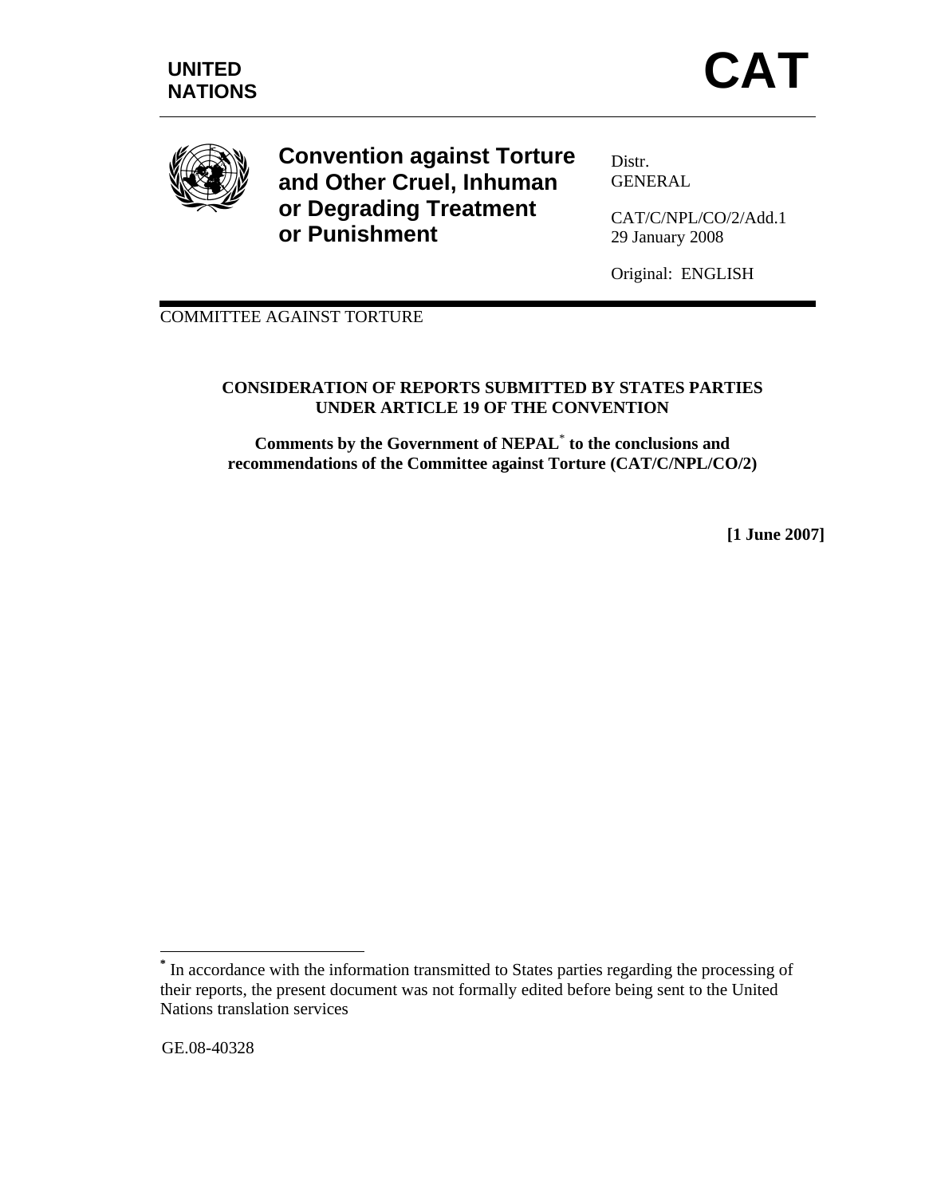UNITED NATIONS

# CAT

**Convention against Torture and Other Cruel, Inhuman or Degrading Treatment or Punishment**

Distr.
GENERAL

CAT/C/NPL/CO/2/Add.1
29 January 2008

Original: ENGLISH

COMMITTEE AGAINST TORTURE

**CONSIDERATION OF REPORTS SUBMITTED BY STATES PARTIES UNDER ARTICLE 19 OF THE CONVENTION**

**Comments by the Government of NEPAL[*] to the conclusions and recommendations of the Committee against Torture (CAT/C/NPL/CO/2)**

**[1 June 2007]**

[*] In accordance with the information transmitted to States parties regarding the processing of their reports, the present document was not formally edited before being sent to the United Nations translation services

GE.08-40328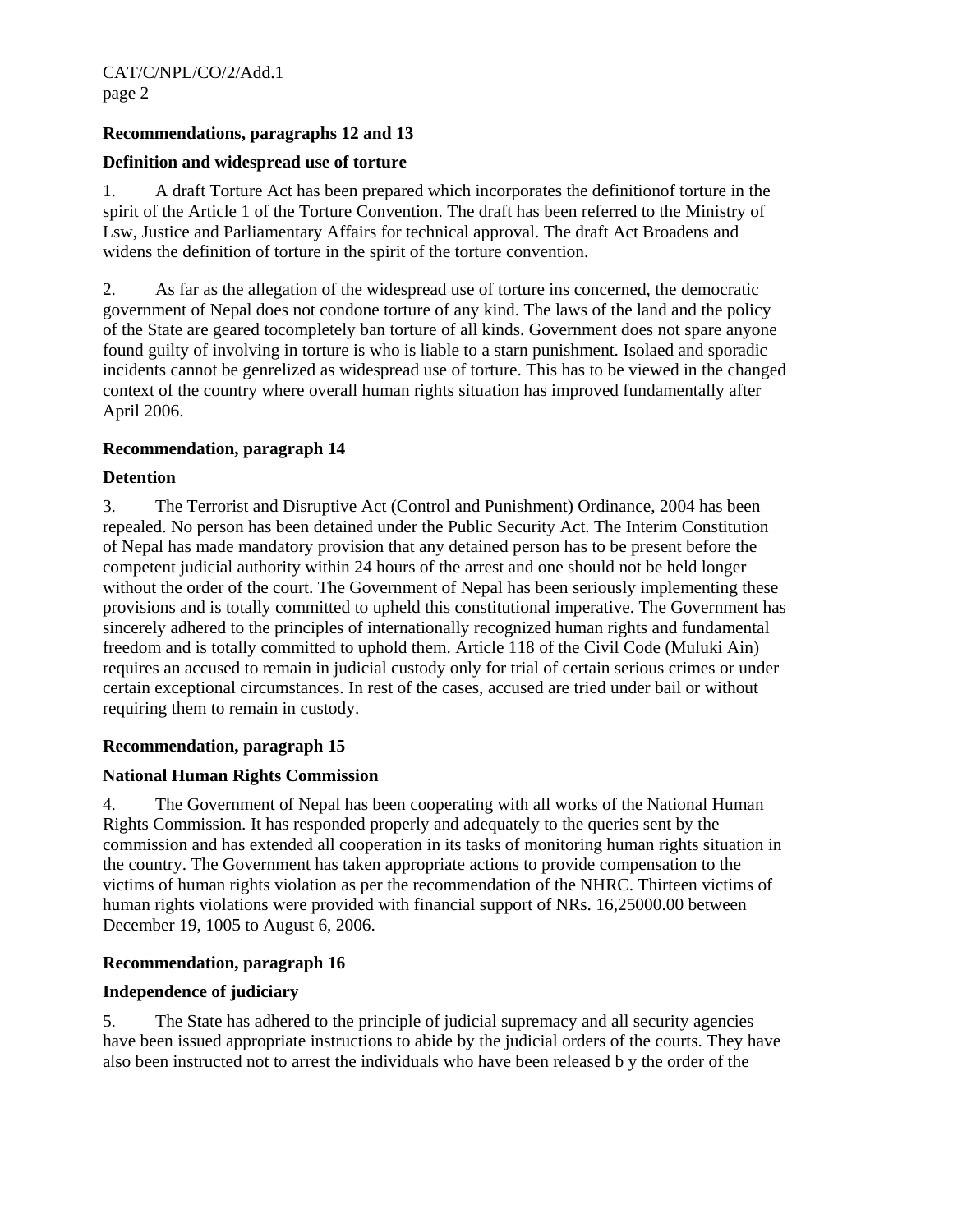**Recommendations, paragraphs 12 and 13**

**Definition and widespread use of torture**

1. A draft Torture Act has been prepared which incorporates the definitionof torture in the spirit of the Article 1 of the Torture Convention. The draft has been referred to the Ministry of Lsw, Justice and Parliamentary Affairs for technical approval. The draft Act Broadens and widens the definition of torture in the spirit of the torture convention.

2. As far as the allegation of the widespread use of torture ins concerned, the democratic government of Nepal does not condone torture of any kind. The laws of the land and the policy of the State are geared tocompletely ban torture of all kinds. Government does not spare anyone found guilty of involving in torture is who is liable to a starn punishment. Isolaed and sporadic incidents cannot be genrelized as widespread use of torture. This has to be viewed in the changed context of the country where overall human rights situation has improved fundamentally after April 2006.

**Recommendation, paragraph 14**

**Detention**

3. The Terrorist and Disruptive Act (Control and Punishment) Ordinance, 2004 has been repealed. No person has been detained under the Public Security Act. The Interim Constitution of Nepal has made mandatory provision that any detained person has to be present before the competent judicial authority within 24 hours of the arrest and one should not be held longer without the order of the court. The Government of Nepal has been seriously implementing these provisions and is totally committed to upheld this constitutional imperative. The Government has sincerely adhered to the principles of internationally recognized human rights and fundamental freedom and is totally committed to uphold them. Article 118 of the Civil Code (Muluki Ain) requires an accused to remain in judicial custody only for trial of certain serious crimes or under certain exceptional circumstances. In rest of the cases, accused are tried under bail or without requiring them to remain in custody.

**Recommendation, paragraph 15**

**National Human Rights Commission**

4. The Government of Nepal has been cooperating with all works of the National Human Rights Commission. It has responded properly and adequately to the queries sent by the commission and has extended all cooperation in its tasks of monitoring human rights situation in the country. The Government has taken appropriate actions to provide compensation to the victims of human rights violation as per the recommendation of the NHRC. Thirteen victims of human rights violations were provided with financial support of NRs. 16,25000.00 between December 19, 1005 to August 6, 2006.

**Recommendation, paragraph 16**

**Independence of judiciary**

5. The State has adhered to the principle of judicial supremacy and all security agencies have been issued appropriate instructions to abide by the judicial orders of the courts. They have also been instructed not to arrest the individuals who have been released b y the order of the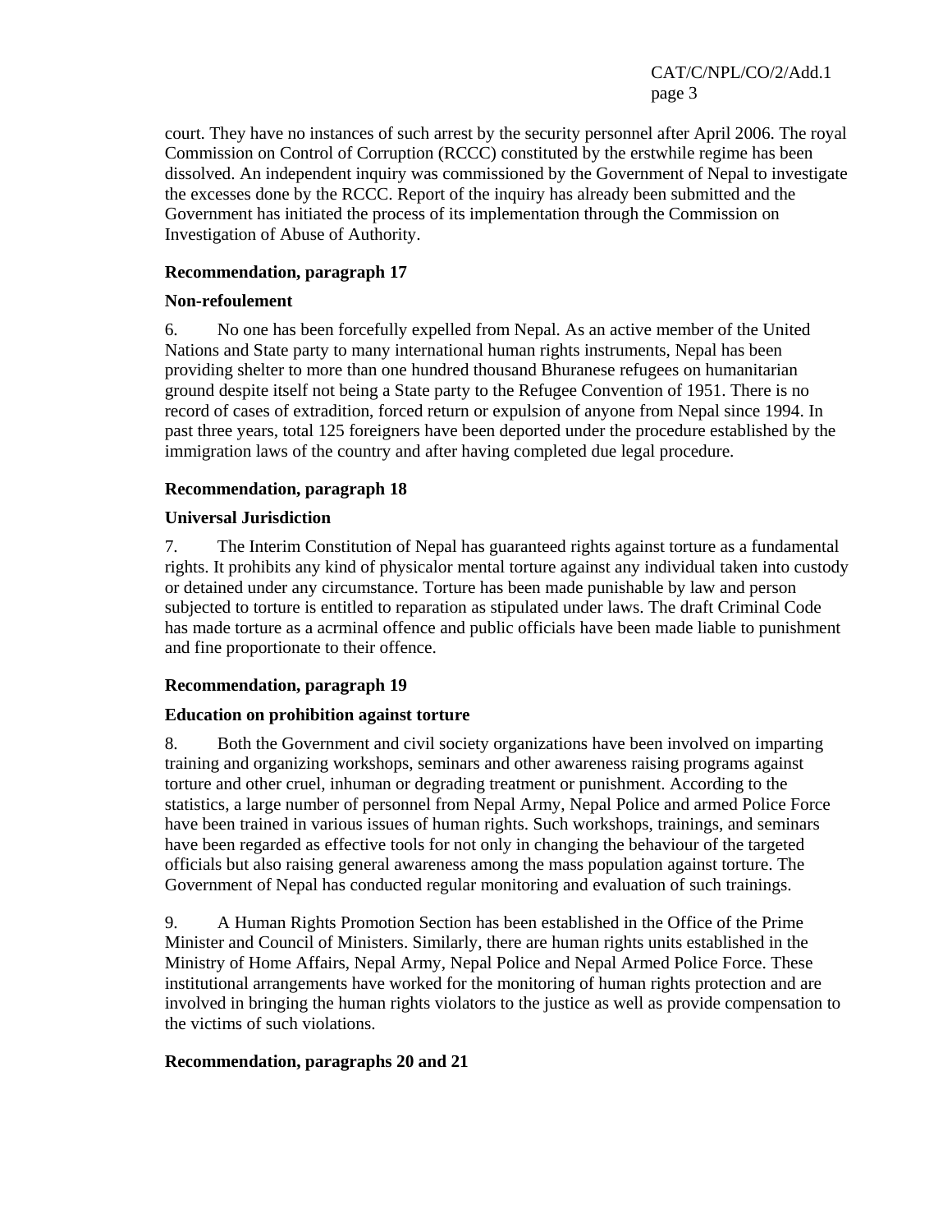court. They have no instances of such arrest by the security personnel after April 2006. The royal Commission on Control of Corruption (RCCC) constituted by the erstwhile regime has been dissolved. An independent inquiry was commissioned by the Government of Nepal to investigate the excesses done by the RCCC. Report of the inquiry has already been submitted and the Government has initiated the process of its implementation through the Commission on Investigation of Abuse of Authority.

**Recommendation, paragraph 17**

**Non-refoulement**

6. No one has been forcefully expelled from Nepal. As an active member of the United Nations and State party to many international human rights instruments, Nepal has been providing shelter to more than one hundred thousand Bhuranese refugees on humanitarian ground despite itself not being a State party to the Refugee Convention of 1951. There is no record of cases of extradition, forced return or expulsion of anyone from Nepal since 1994. In past three years, total 125 foreigners have been deported under the procedure established by the immigration laws of the country and after having completed due legal procedure.

**Recommendation, paragraph 18**

**Universal Jurisdiction**

7. The Interim Constitution of Nepal has guaranteed rights against torture as a fundamental rights. It prohibits any kind of physicalor mental torture against any individual taken into custody or detained under any circumstance. Torture has been made punishable by law and person subjected to torture is entitled to reparation as stipulated under laws. The draft Criminal Code has made torture as a acrminal offence and public officials have been made liable to punishment and fine proportionate to their offence.

**Recommendation, paragraph 19**

**Education on prohibition against torture**

8. Both the Government and civil society organizations have been involved on imparting training and organizing workshops, seminars and other awareness raising programs against torture and other cruel, inhuman or degrading treatment or punishment. According to the statistics, a large number of personnel from Nepal Army, Nepal Police and armed Police Force have been trained in various issues of human rights. Such workshops, trainings, and seminars have been regarded as effective tools for not only in changing the behaviour of the targeted officials but also raising general awareness among the mass population against torture. The Government of Nepal has conducted regular monitoring and evaluation of such trainings.

9. A Human Rights Promotion Section has been established in the Office of the Prime Minister and Council of Ministers. Similarly, there are human rights units established in the Ministry of Home Affairs, Nepal Army, Nepal Police and Nepal Armed Police Force. These institutional arrangements have worked for the monitoring of human rights protection and are involved in bringing the human rights violators to the justice as well as provide compensation to the victims of such violations.

**Recommendation, paragraphs 20 and 21**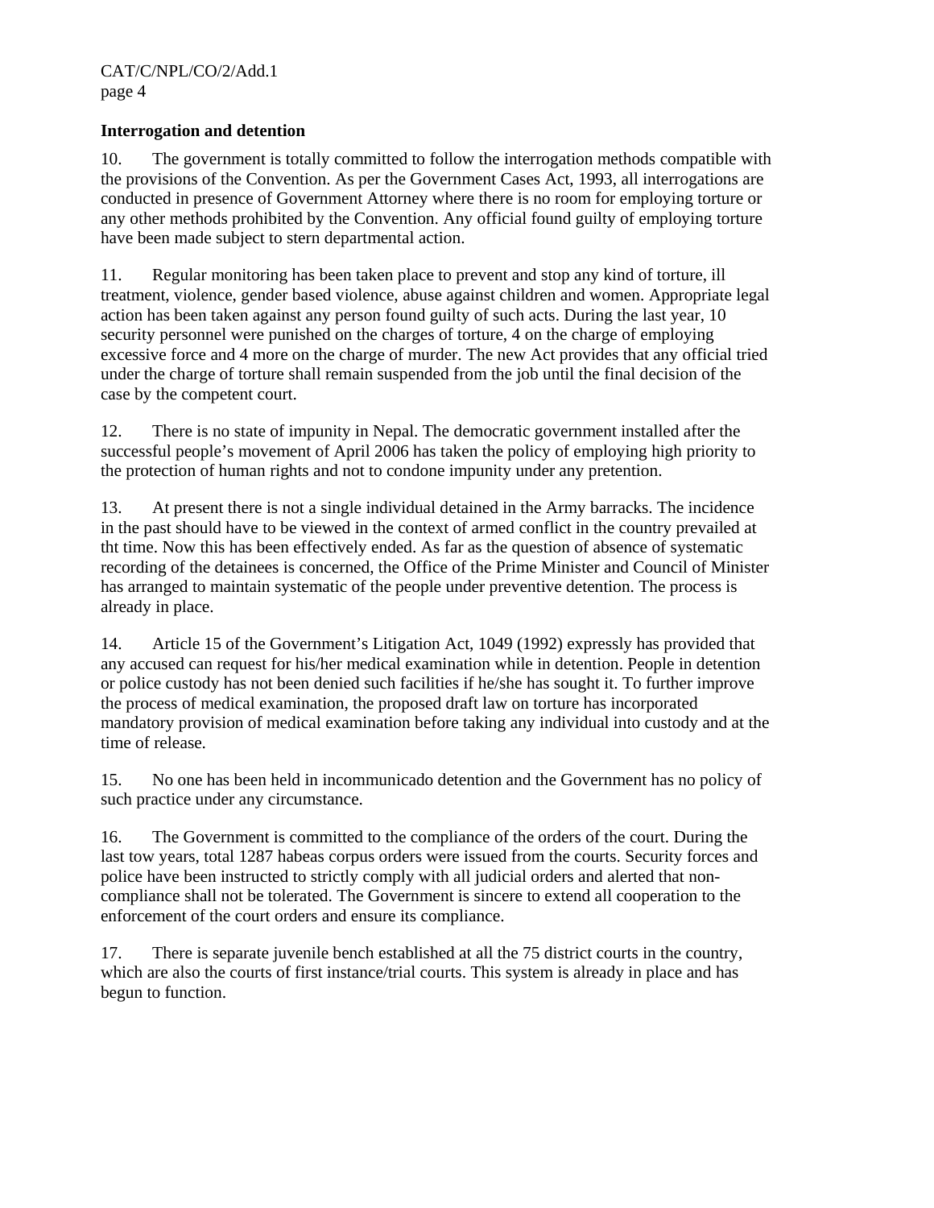**Interrogation and detention**

10. The government is totally committed to follow the interrogation methods compatible with the provisions of the Convention. As per the Government Cases Act, 1993, all interrogations are conducted in presence of Government Attorney where there is no room for employing torture or any other methods prohibited by the Convention. Any official found guilty of employing torture have been made subject to stern departmental action.

11. Regular monitoring has been taken place to prevent and stop any kind of torture, ill treatment, violence, gender based violence, abuse against children and women. Appropriate legal action has been taken against any person found guilty of such acts. During the last year, 10 security personnel were punished on the charges of torture, 4 on the charge of employing excessive force and 4 more on the charge of murder. The new Act provides that any official tried under the charge of torture shall remain suspended from the job until the final decision of the case by the competent court.

12. There is no state of impunity in Nepal. The democratic government installed after the successful people's movement of April 2006 has taken the policy of employing high priority to the protection of human rights and not to condone impunity under any pretention.

13. At present there is not a single individual detained in the Army barracks. The incidence in the past should have to be viewed in the context of armed conflict in the country prevailed at tht time. Now this has been effectively ended. As far as the question of absence of systematic recording of the detainees is concerned, the Office of the Prime Minister and Council of Minister has arranged to maintain systematic of the people under preventive detention. The process is already in place.

14. Article 15 of the Government's Litigation Act, 1049 (1992) expressly has provided that any accused can request for his/her medical examination while in detention. People in detention or police custody has not been denied such facilities if he/she has sought it. To further improve the process of medical examination, the proposed draft law on torture has incorporated mandatory provision of medical examination before taking any individual into custody and at the time of release.

15. No one has been held in incommunicado detention and the Government has no policy of such practice under any circumstance.

16. The Government is committed to the compliance of the orders of the court. During the last tow years, total 1287 habeas corpus orders were issued from the courts. Security forces and police have been instructed to strictly comply with all judicial orders and alerted that non-compliance shall not be tolerated. The Government is sincere to extend all cooperation to the enforcement of the court orders and ensure its compliance.

17. There is separate juvenile bench established at all the 75 district courts in the country, which are also the courts of first instance/trial courts. This system is already in place and has begun to function.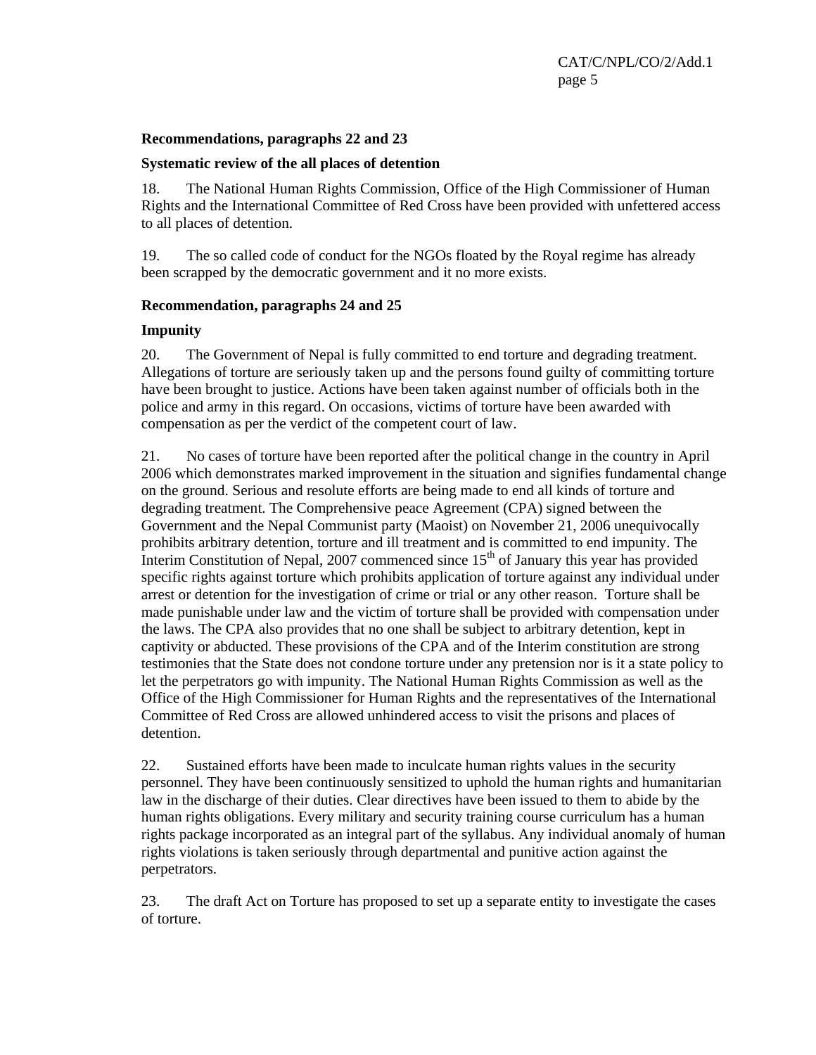**Recommendations, paragraphs 22 and 23**

**Systematic review of the all places of detention**

18. The National Human Rights Commission, Office of the High Commissioner of Human Rights and the International Committee of Red Cross have been provided with unfettered access to all places of detention.

19. The so called code of conduct for the NGOs floated by the Royal regime has already been scrapped by the democratic government and it no more exists.

**Recommendation, paragraphs 24 and 25**

**Impunity**

20. The Government of Nepal is fully committed to end torture and degrading treatment. Allegations of torture are seriously taken up and the persons found guilty of committing torture have been brought to justice. Actions have been taken against number of officials both in the police and army in this regard. On occasions, victims of torture have been awarded with compensation as per the verdict of the competent court of law.

21. No cases of torture have been reported after the political change in the country in April 2006 which demonstrates marked improvement in the situation and signifies fundamental change on the ground. Serious and resolute efforts are being made to end all kinds of torture and degrading treatment. The Comprehensive peace Agreement (CPA) signed between the Government and the Nepal Communist party (Maoist) on November 21, 2006 unequivocally prohibits arbitrary detention, torture and ill treatment and is committed to end impunity. The Interim Constitution of Nepal, 2007 commenced since 15th of January this year has provided specific rights against torture which prohibits application of torture against any individual under arrest or detention for the investigation of crime or trial or any other reason. Torture shall be made punishable under law and the victim of torture shall be provided with compensation under the laws. The CPA also provides that no one shall be subject to arbitrary detention, kept in captivity or abducted. These provisions of the CPA and of the Interim constitution are strong testimonies that the State does not condone torture under any pretension nor is it a state policy to let the perpetrators go with impunity. The National Human Rights Commission as well as the Office of the High Commissioner for Human Rights and the representatives of the International Committee of Red Cross are allowed unhindered access to visit the prisons and places of detention.

22. Sustained efforts have been made to inculcate human rights values in the security personnel. They have been continuously sensitized to uphold the human rights and humanitarian law in the discharge of their duties. Clear directives have been issued to them to abide by the human rights obligations. Every military and security training course curriculum has a human rights package incorporated as an integral part of the syllabus. Any individual anomaly of human rights violations is taken seriously through departmental and punitive action against the perpetrators.

23. The draft Act on Torture has proposed to set up a separate entity to investigate the cases of torture.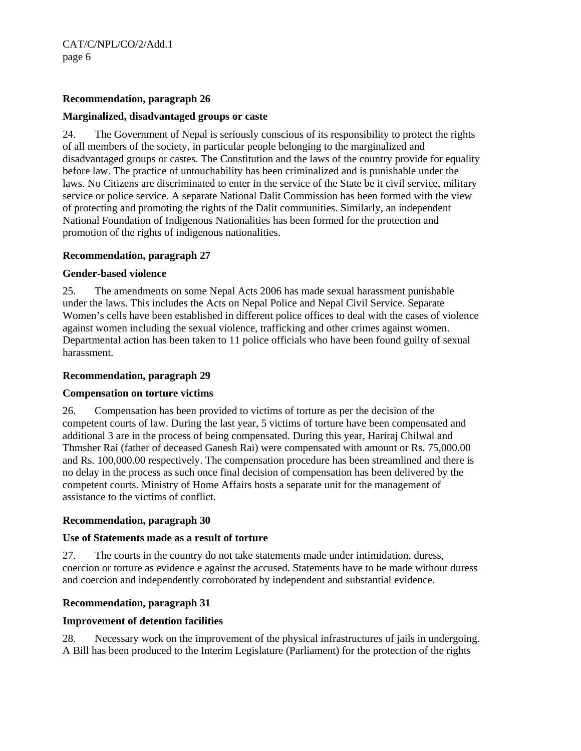**Recommendation, paragraph 26**

**Marginalized, disadvantaged groups or caste**

24. The Government of Nepal is seriously conscious of its responsibility to protect the rights of all members of the society, in particular people belonging to the marginalized and disadvantaged groups or castes. The Constitution and the laws of the country provide for equality before law. The practice of untouchability has been criminalized and is punishable under the laws. No Citizens are discriminated to enter in the service of the State be it civil service, military service or police service. A separate National Dalit Commission has been formed with the view of protecting and promoting the rights of the Dalit communities. Similarly, an independent National Foundation of Indigenous Nationalities has been formed for the protection and promotion of the rights of indigenous nationalities.

**Recommendation, paragraph 27**

**Gender-based violence**

25. The amendments on some Nepal Acts 2006 has made sexual harassment punishable under the laws. This includes the Acts on Nepal Police and Nepal Civil Service. Separate Women's cells have been established in different police offices to deal with the cases of violence against women including the sexual violence, trafficking and other crimes against women. Departmental action has been taken to 11 police officials who have been found guilty of sexual harassment.

**Recommendation, paragraph 29**

**Compensation on torture victims**

26. Compensation has been provided to victims of torture as per the decision of the competent courts of law. During the last year, 5 victims of torture have been compensated and additional 3 are in the process of being compensated. During this year, Hariraj Chilwal and Thmsher Rai (father of deceased Ganesh Rai) were compensated with amount or Rs. 75,000.00 and Rs. 100,000.00 respectively. The compensation procedure has been streamlined and there is no delay in the process as such once final decision of compensation has been delivered by the competent courts. Ministry of Home Affairs hosts a separate unit for the management of assistance to the victims of conflict.

**Recommendation, paragraph 30**

**Use of Statements made as a result of torture**

27. The courts in the country do not take statements made under intimidation, duress, coercion or torture as evidence e against the accused. Statements have to be made without duress and coercion and independently corroborated by independent and substantial evidence.

**Recommendation, paragraph 31**

**Improvement of detention facilities**

28. Necessary work on the improvement of the physical infrastructures of jails in undergoing. A Bill has been produced to the Interim Legislature (Parliament) for the protection of the rights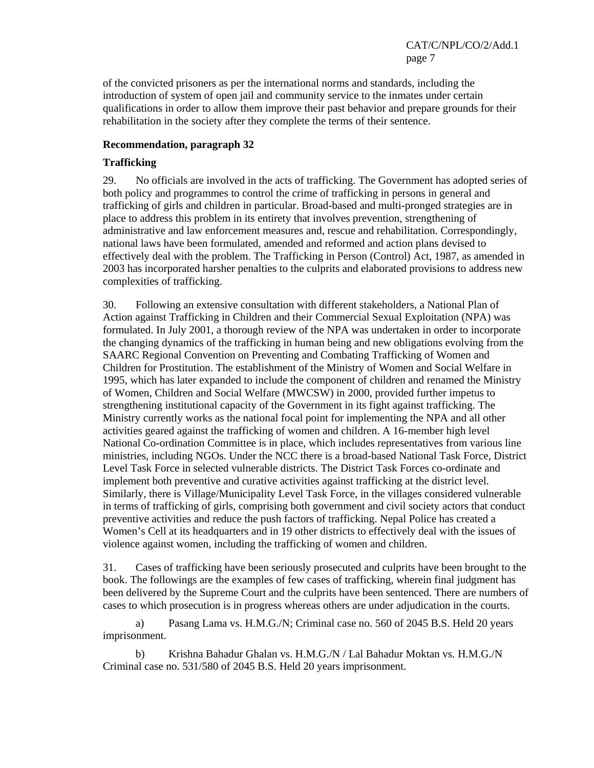of the convicted prisoners as per the international norms and standards, including the introduction of system of open jail and community service to the inmates under certain qualifications in order to allow them improve their past behavior and prepare grounds for their rehabilitation in the society after they complete the terms of their sentence.

**Recommendation, paragraph 32**

**Trafficking**

29. No officials are involved in the acts of trafficking. The Government has adopted series of both policy and programmes to control the crime of trafficking in persons in general and trafficking of girls and children in particular. Broad-based and multi-pronged strategies are in place to address this problem in its entirety that involves prevention, strengthening of administrative and law enforcement measures and, rescue and rehabilitation. Correspondingly, national laws have been formulated, amended and reformed and action plans devised to effectively deal with the problem. The Trafficking in Person (Control) Act, 1987, as amended in 2003 has incorporated harsher penalties to the culprits and elaborated provisions to address new complexities of trafficking.

30. Following an extensive consultation with different stakeholders, a National Plan of Action against Trafficking in Children and their Commercial Sexual Exploitation (NPA) was formulated. In July 2001, a thorough review of the NPA was undertaken in order to incorporate the changing dynamics of the trafficking in human being and new obligations evolving from the SAARC Regional Convention on Preventing and Combating Trafficking of Women and Children for Prostitution. The establishment of the Ministry of Women and Social Welfare in 1995, which has later expanded to include the component of children and renamed the Ministry of Women, Children and Social Welfare (MWCSW) in 2000, provided further impetus to strengthening institutional capacity of the Government in its fight against trafficking. The Ministry currently works as the national focal point for implementing the NPA and all other activities geared against the trafficking of women and children. A 16-member high level National Co-ordination Committee is in place, which includes representatives from various line ministries, including NGOs. Under the NCC there is a broad-based National Task Force, District Level Task Force in selected vulnerable districts. The District Task Forces co-ordinate and implement both preventive and curative activities against trafficking at the district level. Similarly, there is Village/Municipality Level Task Force, in the villages considered vulnerable in terms of trafficking of girls, comprising both government and civil society actors that conduct preventive activities and reduce the push factors of trafficking. Nepal Police has created a Women's Cell at its headquarters and in 19 other districts to effectively deal with the issues of violence against women, including the trafficking of women and children.

31. Cases of trafficking have been seriously prosecuted and culprits have been brought to the book. The followings are the examples of few cases of trafficking, wherein final judgment has been delivered by the Supreme Court and the culprits have been sentenced. There are numbers of cases to which prosecution is in progress whereas others are under adjudication in the courts.

a) Pasang Lama vs. H.M.G./N; Criminal case no. 560 of 2045 B.S. Held 20 years imprisonment.

b) Krishna Bahadur Ghalan vs. H.M.G./N / Lal Bahadur Moktan vs. H.M.G./N Criminal case no. 531/580 of 2045 B.S. Held 20 years imprisonment.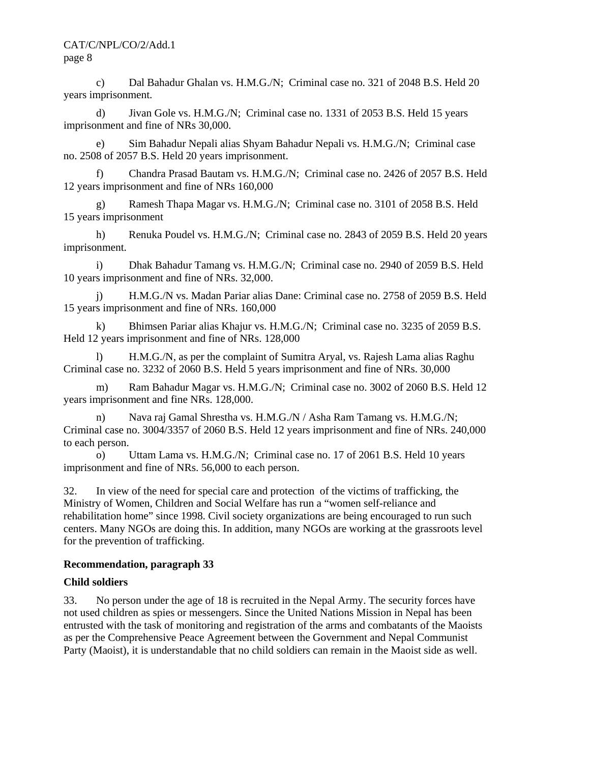c) Dal Bahadur Ghalan vs. H.M.G./N; Criminal case no. 321 of 2048 B.S. Held 20 years imprisonment.

d) Jivan Gole vs. H.M.G./N; Criminal case no. 1331 of 2053 B.S. Held 15 years imprisonment and fine of NRs 30,000.

e) Sim Bahadur Nepali alias Shyam Bahadur Nepali vs. H.M.G./N; Criminal case no. 2508 of 2057 B.S. Held 20 years imprisonment.

f) Chandra Prasad Bautam vs. H.M.G./N; Criminal case no. 2426 of 2057 B.S. Held 12 years imprisonment and fine of NRs 160,000

g) Ramesh Thapa Magar vs. H.M.G./N; Criminal case no. 3101 of 2058 B.S. Held 15 years imprisonment

h) Renuka Poudel vs. H.M.G./N; Criminal case no. 2843 of 2059 B.S. Held 20 years imprisonment.

i) Dhak Bahadur Tamang vs. H.M.G./N; Criminal case no. 2940 of 2059 B.S. Held 10 years imprisonment and fine of NRs. 32,000.

j) H.M.G./N vs. Madan Pariar alias Dane: Criminal case no. 2758 of 2059 B.S. Held 15 years imprisonment and fine of NRs. 160,000

k) Bhimsen Pariar alias Khajur vs. H.M.G./N; Criminal case no. 3235 of 2059 B.S. Held 12 years imprisonment and fine of NRs. 128,000

l) H.M.G./N, as per the complaint of Sumitra Aryal, vs. Rajesh Lama alias Raghu Criminal case no. 3232 of 2060 B.S. Held 5 years imprisonment and fine of NRs. 30,000

m) Ram Bahadur Magar vs. H.M.G./N; Criminal case no. 3002 of 2060 B.S. Held 12 years imprisonment and fine NRs. 128,000.

n) Nava raj Gamal Shrestha vs. H.M.G./N / Asha Ram Tamang vs. H.M.G./N; Criminal case no. 3004/3357 of 2060 B.S. Held 12 years imprisonment and fine of NRs. 240,000 to each person.

o) Uttam Lama vs. H.M.G./N; Criminal case no. 17 of 2061 B.S. Held 10 years imprisonment and fine of NRs. 56,000 to each person.

32. In view of the need for special care and protection of the victims of trafficking, the Ministry of Women, Children and Social Welfare has run a "women self-reliance and rehabilitation home" since 1998. Civil society organizations are being encouraged to run such centers. Many NGOs are doing this. In addition, many NGOs are working at the grassroots level for the prevention of trafficking.

**Recommendation, paragraph 33**

**Child soldiers**

33. No person under the age of 18 is recruited in the Nepal Army. The security forces have not used children as spies or messengers. Since the United Nations Mission in Nepal has been entrusted with the task of monitoring and registration of the arms and combatants of the Maoists as per the Comprehensive Peace Agreement between the Government and Nepal Communist Party (Maoist), it is understandable that no child soldiers can remain in the Maoist side as well.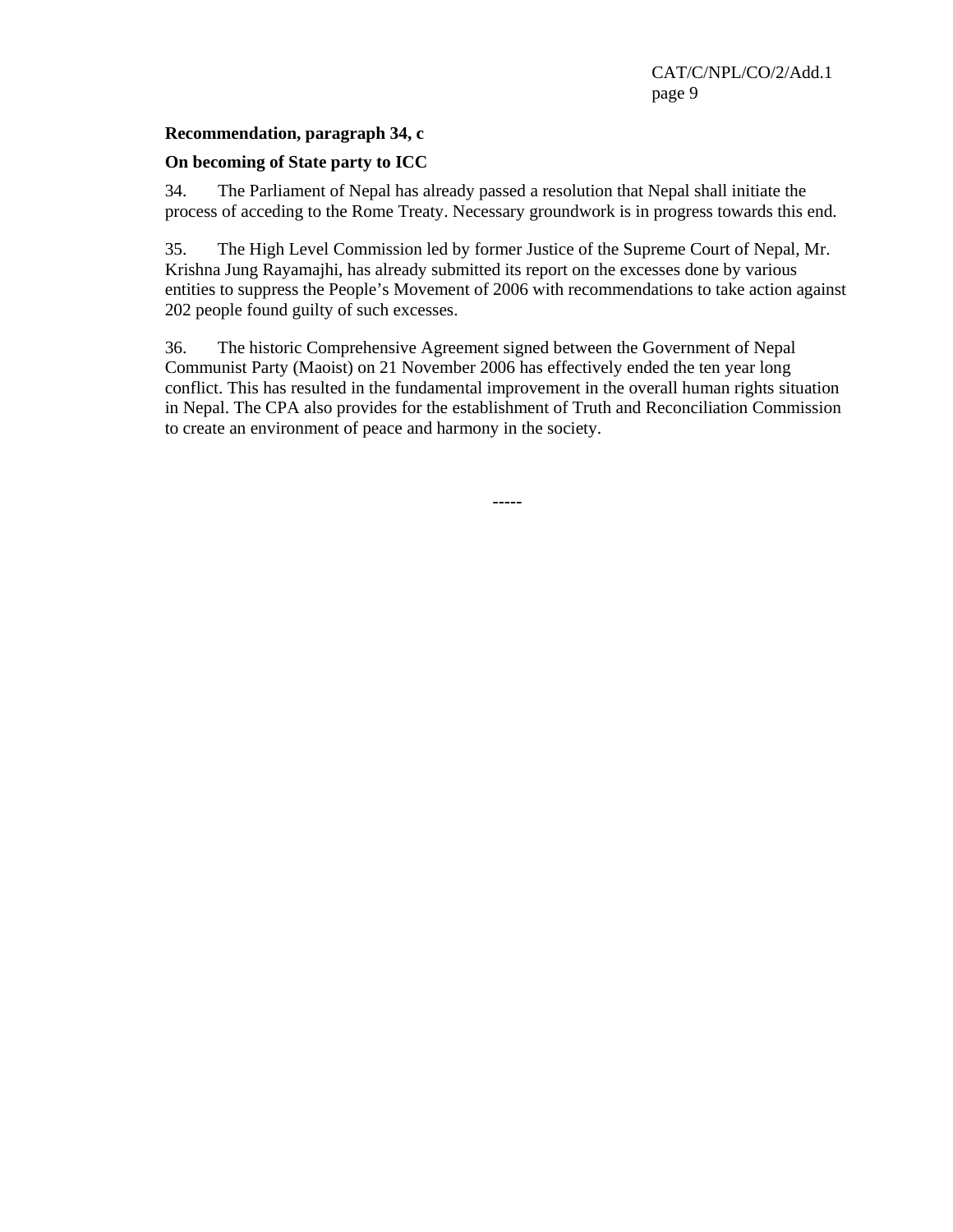**Recommendation, paragraph 34, c**

**On becoming of State party to ICC**

34. The Parliament of Nepal has already passed a resolution that Nepal shall initiate the process of acceding to the Rome Treaty. Necessary groundwork is in progress towards this end.

35. The High Level Commission led by former Justice of the Supreme Court of Nepal, Mr. Krishna Jung Rayamajhi, has already submitted its report on the excesses done by various entities to suppress the People's Movement of 2006 with recommendations to take action against 202 people found guilty of such excesses.

36. The historic Comprehensive Agreement signed between the Government of Nepal Communist Party (Maoist) on 21 November 2006 has effectively ended the ten year long conflict. This has resulted in the fundamental improvement in the overall human rights situation in Nepal. The CPA also provides for the establishment of Truth and Reconciliation Commission to create an environment of peace and harmony in the society.

-----